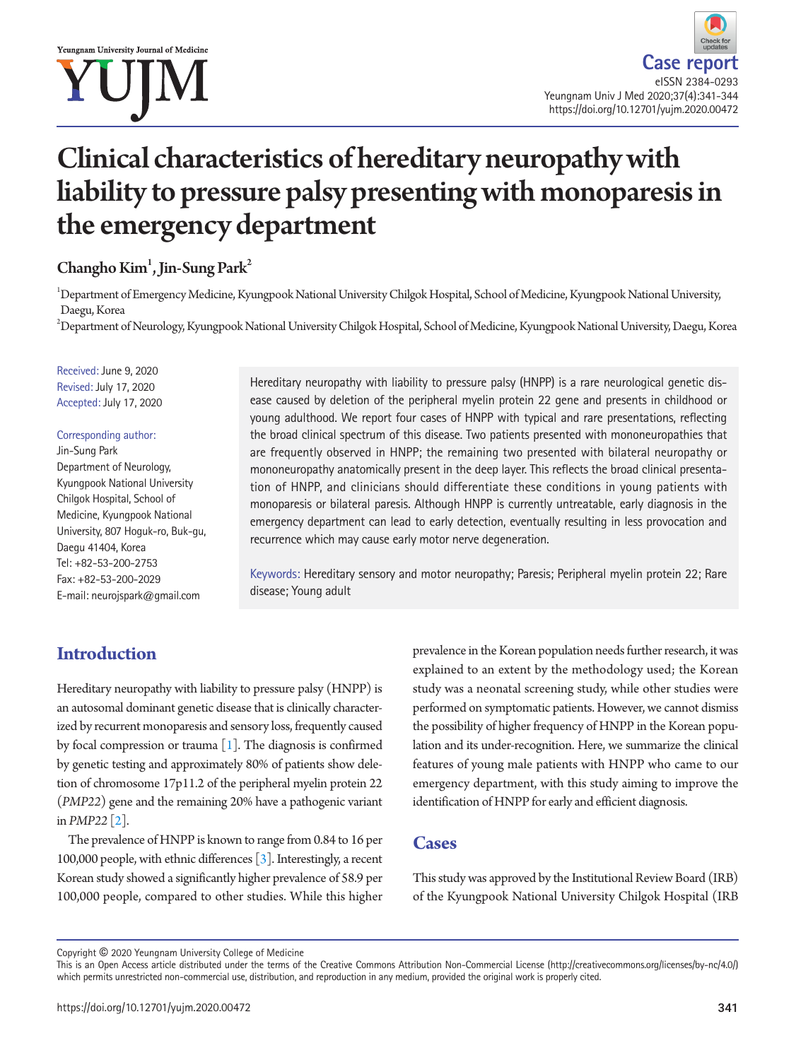# Clinical characteristics of hereditary neuropathy with liability to pressure palsy presenting with monoparesis in the emergency department

**Changho Kim[1], Jin-Sung Park[2]**

[1]Department of Emergency Medicine, Kyungpook National University Chilgok Hospital, School of Medicine, Kyungpook National University, Daegu, Korea

[2]Department of Neurology, Kyungpook National University Chilgok Hospital, School of Medicine, Kyungpook National University, Daegu, Korea

Received: June 9, 2020
Revised: July 17, 2020
Accepted: July 17, 2020

Corresponding author:
Jin-Sung Park
Department of Neurology, Kyungpook National University Chilgok Hospital, School of Medicine, Kyungpook National University, 807 Hoguk-ro, Buk-gu, Daegu 41404, Korea
Tel: +82-53-200-2753
Fax: +82-53-200-2029
E-mail: neurojspark@gmail.com

Hereditary neuropathy with liability to pressure palsy (HNPP) is a rare neurological genetic disease caused by deletion of the peripheral myelin protein 22 gene and presents in childhood or young adulthood. We report four cases of HNPP with typical and rare presentations, reflecting the broad clinical spectrum of this disease. Two patients presented with mononeuropathies that are frequently observed in HNPP; the remaining two presented with bilateral neuropathy or mononeuropathy anatomically present in the deep layer. This reflects the broad clinical presentation of HNPP, and clinicians should differentiate these conditions in young patients with monoparesis or bilateral paresis. Although HNPP is currently untreatable, early diagnosis in the emergency department can lead to early detection, eventually resulting in less provocation and recurrence which may cause early motor nerve degeneration.

Keywords: Hereditary sensory and motor neuropathy; Paresis; Peripheral myelin protein 22; Rare disease; Young adult

## Introduction

Hereditary neuropathy with liability to pressure palsy (HNPP) is an autosomal dominant genetic disease that is clinically characterized by recurrent monoparesis and sensory loss, frequently caused by focal compression or trauma [1]. The diagnosis is confirmed by genetic testing and approximately 80% of patients show deletion of chromosome 17p11.2 of the peripheral myelin protein 22 (*PMP22*) gene and the remaining 20% have a pathogenic variant in *PMP22* [2].

The prevalence of HNPP is known to range from 0.84 to 16 per 100,000 people, with ethnic differences [3]. Interestingly, a recent Korean study showed a significantly higher prevalence of 58.9 per 100,000 people, compared to other studies. While this higher prevalence in the Korean population needs further research, it was explained to an extent by the methodology used; the Korean study was a neonatal screening study, while other studies were performed on symptomatic patients. However, we cannot dismiss the possibility of higher frequency of HNPP in the Korean population and its under-recognition. Here, we summarize the clinical features of young male patients with HNPP who came to our emergency department, with this study aiming to improve the identification of HNPP for early and efficient diagnosis.

## Cases

This study was approved by the Institutional Review Board (IRB) of the Kyungpook National University Chilgok Hospital (IRB

Copyright © 2020 Yeungnam University College of Medicine
This is an Open Access article distributed under the terms of the Creative Commons Attribution Non-Commercial License (http://creativecommons.org/licenses/by-nc/4.0/) which permits unrestricted non-commercial use, distribution, and reproduction in any medium, provided the original work is properly cited.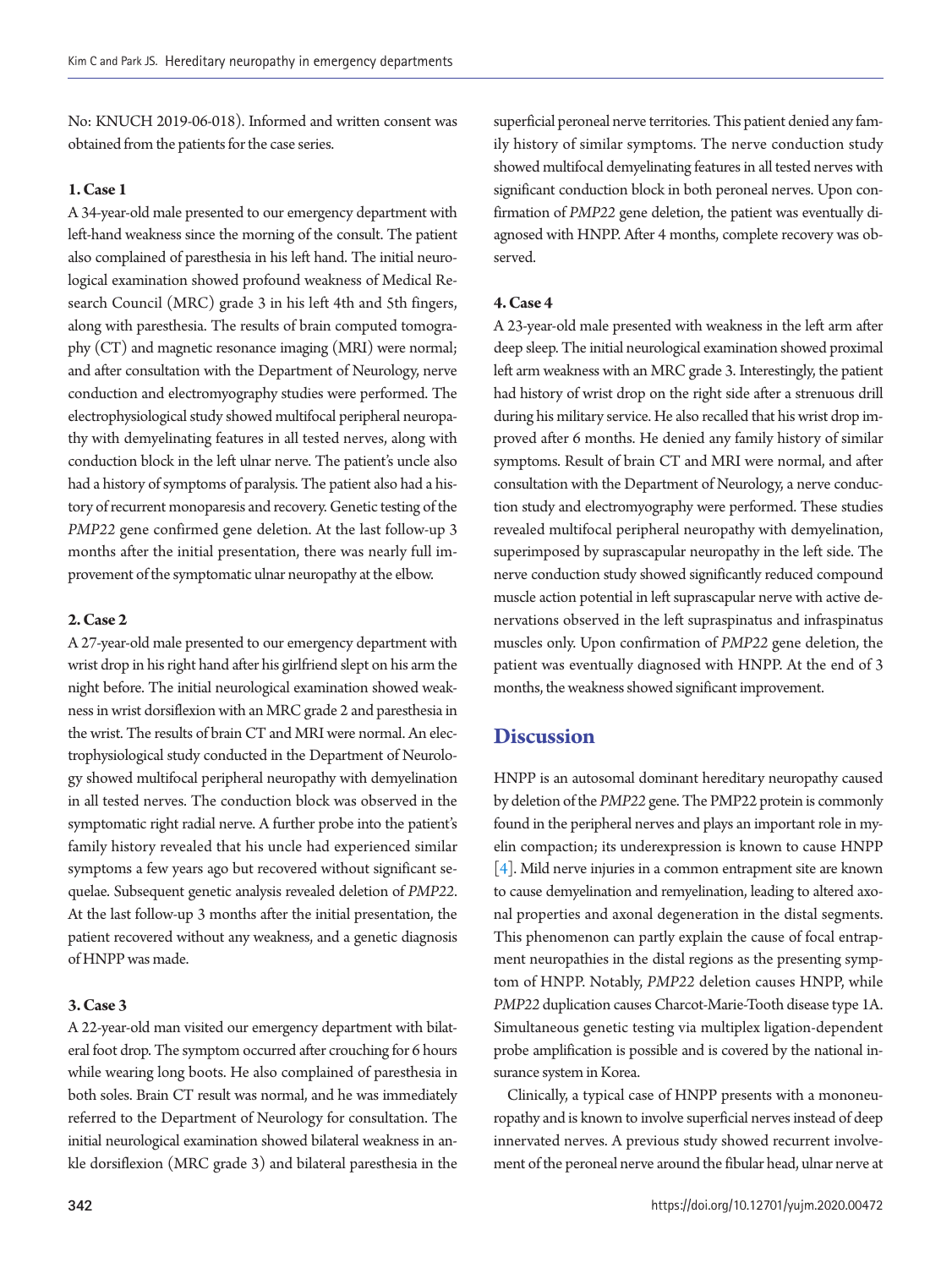No: KNUCH 2019-06-018). Informed and written consent was obtained from the patients for the case series.

### 1. Case 1

A 34-year-old male presented to our emergency department with left-hand weakness since the morning of the consult. The patient also complained of paresthesia in his left hand. The initial neurological examination showed profound weakness of Medical Research Council (MRC) grade 3 in his left 4th and 5th fingers, along with paresthesia. The results of brain computed tomography (CT) and magnetic resonance imaging (MRI) were normal; and after consultation with the Department of Neurology, nerve conduction and electromyography studies were performed. The electrophysiological study showed multifocal peripheral neuropathy with demyelinating features in all tested nerves, along with conduction block in the left ulnar nerve. The patient's uncle also had a history of symptoms of paralysis. The patient also had a history of recurrent monoparesis and recovery. Genetic testing of the *PMP22* gene confirmed gene deletion. At the last follow-up 3 months after the initial presentation, there was nearly full improvement of the symptomatic ulnar neuropathy at the elbow.

### 2. Case 2

A 27-year-old male presented to our emergency department with wrist drop in his right hand after his girlfriend slept on his arm the night before. The initial neurological examination showed weakness in wrist dorsiflexion with an MRC grade 2 and paresthesia in the wrist. The results of brain CT and MRI were normal. An electrophysiological study conducted in the Department of Neurology showed multifocal peripheral neuropathy with demyelination in all tested nerves. The conduction block was observed in the symptomatic right radial nerve. A further probe into the patient's family history revealed that his uncle had experienced similar symptoms a few years ago but recovered without significant sequelae. Subsequent genetic analysis revealed deletion of *PMP22*. At the last follow-up 3 months after the initial presentation, the patient recovered without any weakness, and a genetic diagnosis of HNPP was made.

### 3. Case 3

A 22-year-old man visited our emergency department with bilateral foot drop. The symptom occurred after crouching for 6 hours while wearing long boots. He also complained of paresthesia in both soles. Brain CT result was normal, and he was immediately referred to the Department of Neurology for consultation. The initial neurological examination showed bilateral weakness in ankle dorsiflexion (MRC grade 3) and bilateral paresthesia in the superficial peroneal nerve territories. This patient denied any family history of similar symptoms. The nerve conduction study showed multifocal demyelinating features in all tested nerves with significant conduction block in both peroneal nerves. Upon confirmation of *PMP22* gene deletion, the patient was eventually diagnosed with HNPP. After 4 months, complete recovery was observed.

### 4. Case 4

A 23-year-old male presented with weakness in the left arm after deep sleep. The initial neurological examination showed proximal left arm weakness with an MRC grade 3. Interestingly, the patient had history of wrist drop on the right side after a strenuous drill during his military service. He also recalled that his wrist drop improved after 6 months. He denied any family history of similar symptoms. Result of brain CT and MRI were normal, and after consultation with the Department of Neurology, a nerve conduction study and electromyography were performed. These studies revealed multifocal peripheral neuropathy with demyelination, superimposed by suprascapular neuropathy in the left side. The nerve conduction study showed significantly reduced compound muscle action potential in left suprascapular nerve with active denervations observed in the left supraspinatus and infraspinatus muscles only. Upon confirmation of *PMP22* gene deletion, the patient was eventually diagnosed with HNPP. At the end of 3 months, the weakness showed significant improvement.

## Discussion

HNPP is an autosomal dominant hereditary neuropathy caused by deletion of the *PMP22* gene. The PMP22 protein is commonly found in the peripheral nerves and plays an important role in myelin compaction; its underexpression is known to cause HNPP [4]. Mild nerve injuries in a common entrapment site are known to cause demyelination and remyelination, leading to altered axonal properties and axonal degeneration in the distal segments. This phenomenon can partly explain the cause of focal entrapment neuropathies in the distal regions as the presenting symptom of HNPP. Notably, *PMP22* deletion causes HNPP, while *PMP22* duplication causes Charcot-Marie-Tooth disease type 1A. Simultaneous genetic testing via multiplex ligation-dependent probe amplification is possible and is covered by the national insurance system in Korea.

Clinically, a typical case of HNPP presents with a mononeuropathy and is known to involve superficial nerves instead of deep innervated nerves. A previous study showed recurrent involvement of the peroneal nerve around the fibular head, ulnar nerve at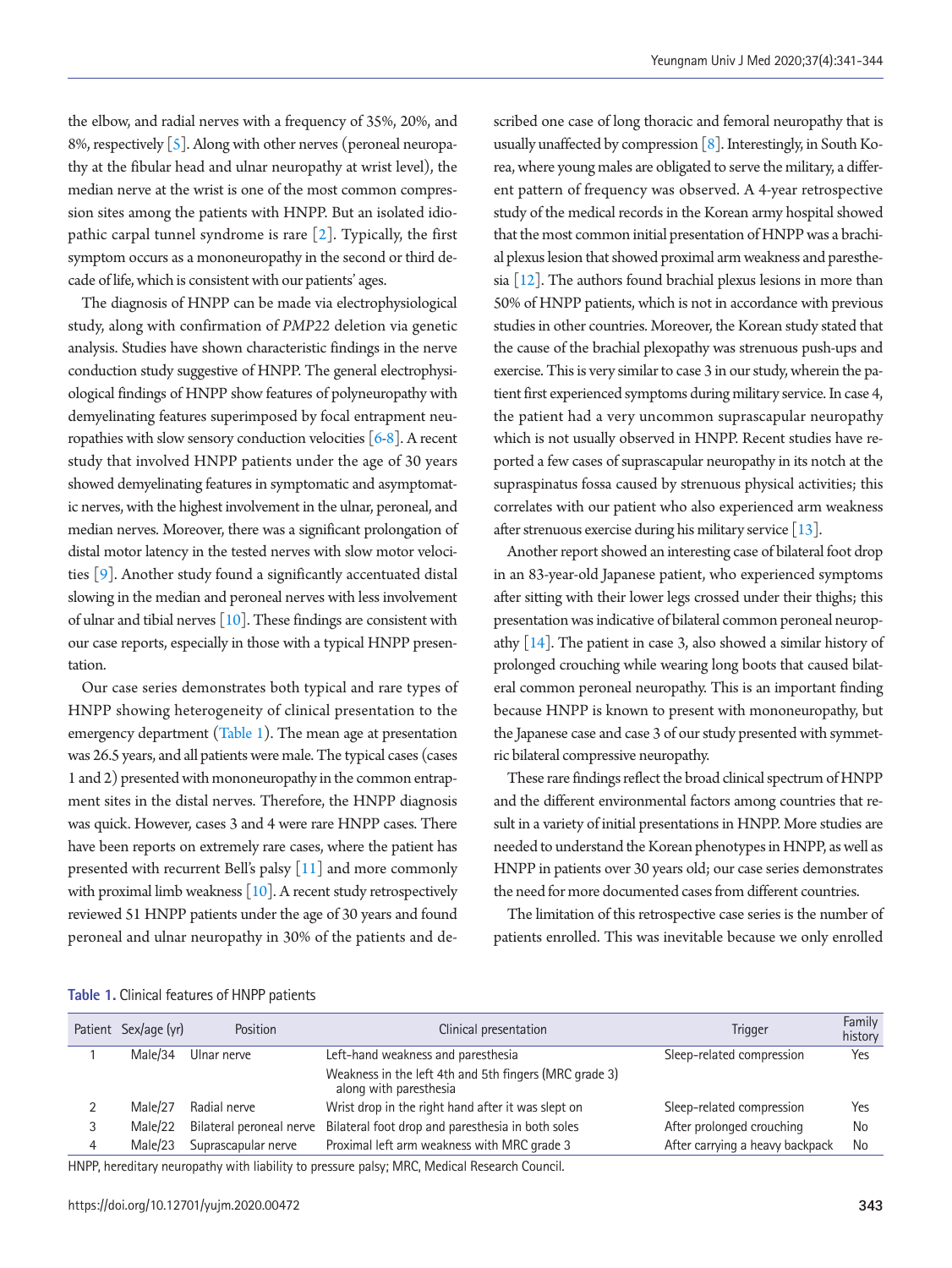the elbow, and radial nerves with a frequency of 35%, 20%, and 8%, respectively [5]. Along with other nerves (peroneal neuropathy at the fibular head and ulnar neuropathy at wrist level), the median nerve at the wrist is one of the most common compression sites among the patients with HNPP. But an isolated idiopathic carpal tunnel syndrome is rare [2]. Typically, the first symptom occurs as a mononeuropathy in the second or third decade of life, which is consistent with our patients' ages.

The diagnosis of HNPP can be made via electrophysiological study, along with confirmation of *PMP22* deletion via genetic analysis. Studies have shown characteristic findings in the nerve conduction study suggestive of HNPP. The general electrophysiological findings of HNPP show features of polyneuropathy with demyelinating features superimposed by focal entrapment neuropathies with slow sensory conduction velocities [6-8]. A recent study that involved HNPP patients under the age of 30 years showed demyelinating features in symptomatic and asymptomatic nerves, with the highest involvement in the ulnar, peroneal, and median nerves. Moreover, there was a significant prolongation of distal motor latency in the tested nerves with slow motor velocities [9]. Another study found a significantly accentuated distal slowing in the median and peroneal nerves with less involvement of ulnar and tibial nerves [10]. These findings are consistent with our case reports, especially in those with a typical HNPP presentation.

Our case series demonstrates both typical and rare types of HNPP showing heterogeneity of clinical presentation to the emergency department (Table 1). The mean age at presentation was 26.5 years, and all patients were male. The typical cases (cases 1 and 2) presented with mononeuropathy in the common entrapment sites in the distal nerves. Therefore, the HNPP diagnosis was quick. However, cases 3 and 4 were rare HNPP cases. There have been reports on extremely rare cases, where the patient has presented with recurrent Bell's palsy [11] and more commonly with proximal limb weakness [10]. A recent study retrospectively reviewed 51 HNPP patients under the age of 30 years and found peroneal and ulnar neuropathy in 30% of the patients and described one case of long thoracic and femoral neuropathy that is usually unaffected by compression [8]. Interestingly, in South Korea, where young males are obligated to serve the military, a different pattern of frequency was observed. A 4-year retrospective study of the medical records in the Korean army hospital showed that the most common initial presentation of HNPP was a brachial plexus lesion that showed proximal arm weakness and paresthesia [12]. The authors found brachial plexus lesions in more than 50% of HNPP patients, which is not in accordance with previous studies in other countries. Moreover, the Korean study stated that the cause of the brachial plexopathy was strenuous push-ups and exercise. This is very similar to case 3 in our study, wherein the patient first experienced symptoms during military service. In case 4, the patient had a very uncommon suprascapular neuropathy which is not usually observed in HNPP. Recent studies have reported a few cases of suprascapular neuropathy in its notch at the supraspinatus fossa caused by strenuous physical activities; this correlates with our patient who also experienced arm weakness after strenuous exercise during his military service [13].

Another report showed an interesting case of bilateral foot drop in an 83-year-old Japanese patient, who experienced symptoms after sitting with their lower legs crossed under their thighs; this presentation was indicative of bilateral common peroneal neuropathy [14]. The patient in case 3, also showed a similar history of prolonged crouching while wearing long boots that caused bilateral common peroneal neuropathy. This is an important finding because HNPP is known to present with mononeuropathy, but the Japanese case and case 3 of our study presented with symmetric bilateral compressive neuropathy.

These rare findings reflect the broad clinical spectrum of HNPP and the different environmental factors among countries that result in a variety of initial presentations in HNPP. More studies are needed to understand the Korean phenotypes in HNPP, as well as HNPP in patients over 30 years old; our case series demonstrates the need for more documented cases from different countries.

The limitation of this retrospective case series is the number of patients enrolled. This was inevitable because we only enrolled

**Table 1.** Clinical features of HNPP patients

| Patient | Sex/age (yr) | Position | Clinical presentation | Trigger | Family history |
|---|---|---|---|---|---|
| 1 | Male/34 | Ulnar nerve | Left-hand weakness and paresthesia<br>Weakness in the left 4th and 5th fingers (MRC grade 3) along with paresthesia | Sleep-related compression | Yes |
| 2 | Male/27 | Radial nerve | Wrist drop in the right hand after it was slept on | Sleep-related compression | Yes |
| 3 | Male/22 | Bilateral peroneal nerve | Bilateral foot drop and paresthesia in both soles | After prolonged crouching | No |
| 4 | Male/23 | Suprascapular nerve | Proximal left arm weakness with MRC grade 3 | After carrying a heavy backpack | No |

HNPP, hereditary neuropathy with liability to pressure palsy; MRC, Medical Research Council.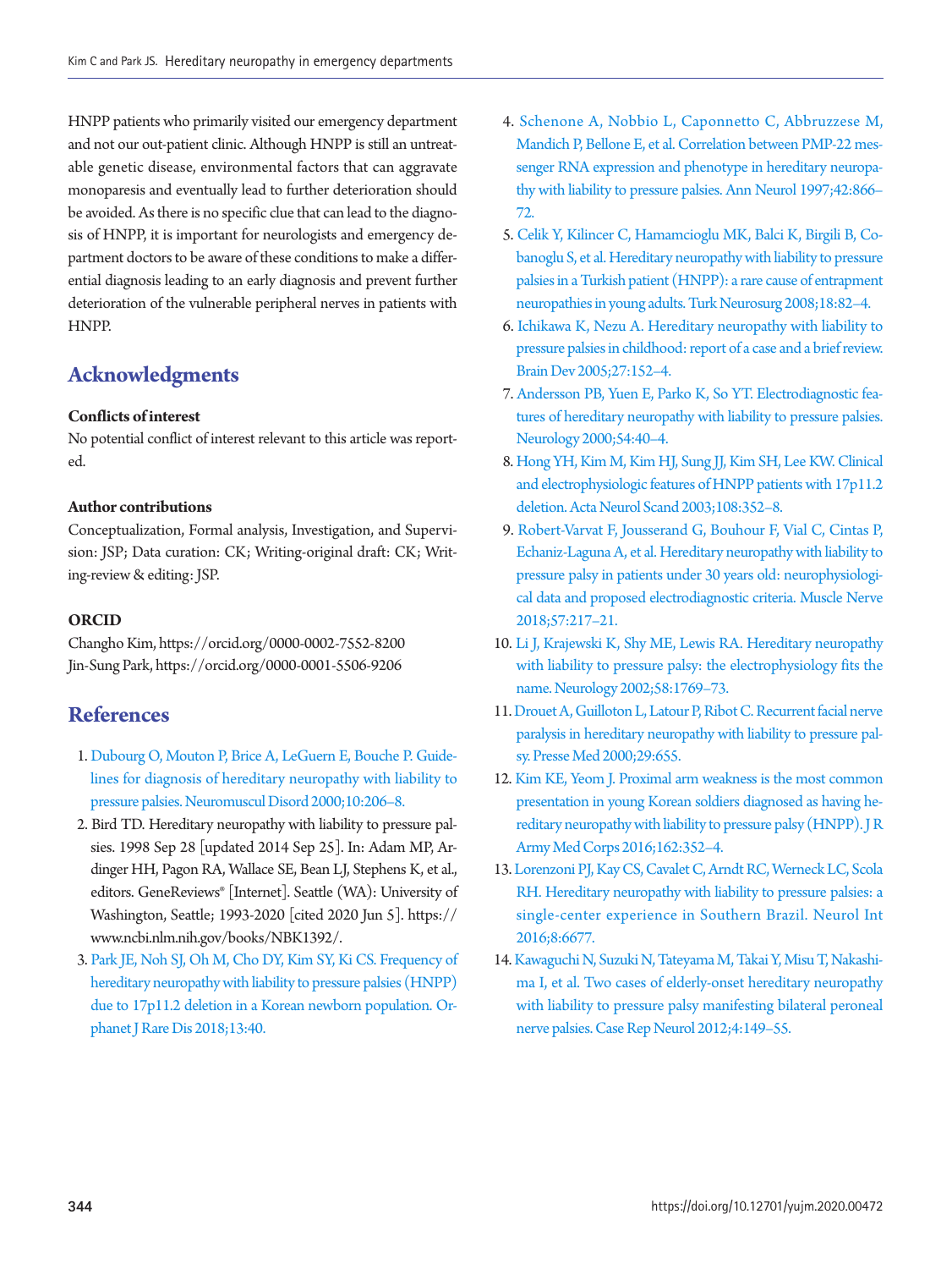HNPP patients who primarily visited our emergency department and not our out-patient clinic. Although HNPP is still an untreatable genetic disease, environmental factors that can aggravate monoparesis and eventually lead to further deterioration should be avoided. As there is no specific clue that can lead to the diagnosis of HNPP, it is important for neurologists and emergency department doctors to be aware of these conditions to make a differential diagnosis leading to an early diagnosis and prevent further deterioration of the vulnerable peripheral nerves in patients with HNPP.

## Acknowledgments

### Conflicts of interest

No potential conflict of interest relevant to this article was reported.

### Author contributions

Conceptualization, Formal analysis, Investigation, and Supervision: JSP; Data curation: CK; Writing-original draft: CK; Writing-review & editing: JSP.

### ORCID

Changho Kim, https://orcid.org/0000-0002-7552-8200
Jin-Sung Park, https://orcid.org/0000-0001-5506-9206

## References

1. Dubourg O, Mouton P, Brice A, LeGuern E, Bouche P. Guidelines for diagnosis of hereditary neuropathy with liability to pressure palsies. Neuromuscul Disord 2000;10:206–8.
2. Bird TD. Hereditary neuropathy with liability to pressure palsies. 1998 Sep 28 [updated 2014 Sep 25]. In: Adam MP, Ardinger HH, Pagon RA, Wallace SE, Bean LJ, Stephens K, et al., editors. GeneReviews® [Internet]. Seattle (WA): University of Washington, Seattle; 1993-2020 [cited 2020 Jun 5]. https://www.ncbi.nlm.nih.gov/books/NBK1392/.
3. Park JE, Noh SJ, Oh M, Cho DY, Kim SY, Ki CS. Frequency of hereditary neuropathy with liability to pressure palsies (HNPP) due to 17p11.2 deletion in a Korean newborn population. Orphanet J Rare Dis 2018;13:40.
4. Schenone A, Nobbio L, Caponnetto C, Abbruzzese M, Mandich P, Bellone E, et al. Correlation between PMP-22 messenger RNA expression and phenotype in hereditary neuropathy with liability to pressure palsies. Ann Neurol 1997;42:866–72.
5. Celik Y, Kilincer C, Hamamcioglu MK, Balci K, Birgili B, Cobanoglu S, et al. Hereditary neuropathy with liability to pressure palsies in a Turkish patient (HNPP): a rare cause of entrapment neuropathies in young adults. Turk Neurosurg 2008;18:82–4.
6. Ichikawa K, Nezu A. Hereditary neuropathy with liability to pressure palsies in childhood: report of a case and a brief review. Brain Dev 2005;27:152–4.
7. Andersson PB, Yuen E, Parko K, So YT. Electrodiagnostic features of hereditary neuropathy with liability to pressure palsies. Neurology 2000;54:40–4.
8. Hong YH, Kim M, Kim HJ, Sung JJ, Kim SH, Lee KW. Clinical and electrophysiologic features of HNPP patients with 17p11.2 deletion. Acta Neurol Scand 2003;108:352–8.
9. Robert-Varvat F, Jousserand G, Bouhour F, Vial C, Cintas P, Echaniz-Laguna A, et al. Hereditary neuropathy with liability to pressure palsy in patients under 30 years old: neurophysiological data and proposed electrodiagnostic criteria. Muscle Nerve 2018;57:217–21.
10. Li J, Krajewski K, Shy ME, Lewis RA. Hereditary neuropathy with liability to pressure palsy: the electrophysiology fits the name. Neurology 2002;58:1769–73.
11. Drouet A, Guilloton L, Latour P, Ribot C. Recurrent facial nerve paralysis in hereditary neuropathy with liability to pressure palsy. Presse Med 2000;29:655.
12. Kim KE, Yeom J. Proximal arm weakness is the most common presentation in young Korean soldiers diagnosed as having hereditary neuropathy with liability to pressure palsy (HNPP). J R Army Med Corps 2016;162:352–4.
13. Lorenzoni PJ, Kay CS, Cavalet C, Arndt RC, Werneck LC, Scola RH. Hereditary neuropathy with liability to pressure palsies: a single-center experience in Southern Brazil. Neurol Int 2016;8:6677.
14. Kawaguchi N, Suzuki N, Tateyama M, Takai Y, Misu T, Nakashima I, et al. Two cases of elderly-onset hereditary neuropathy with liability to pressure palsy manifesting bilateral peroneal nerve palsies. Case Rep Neurol 2012;4:149–55.